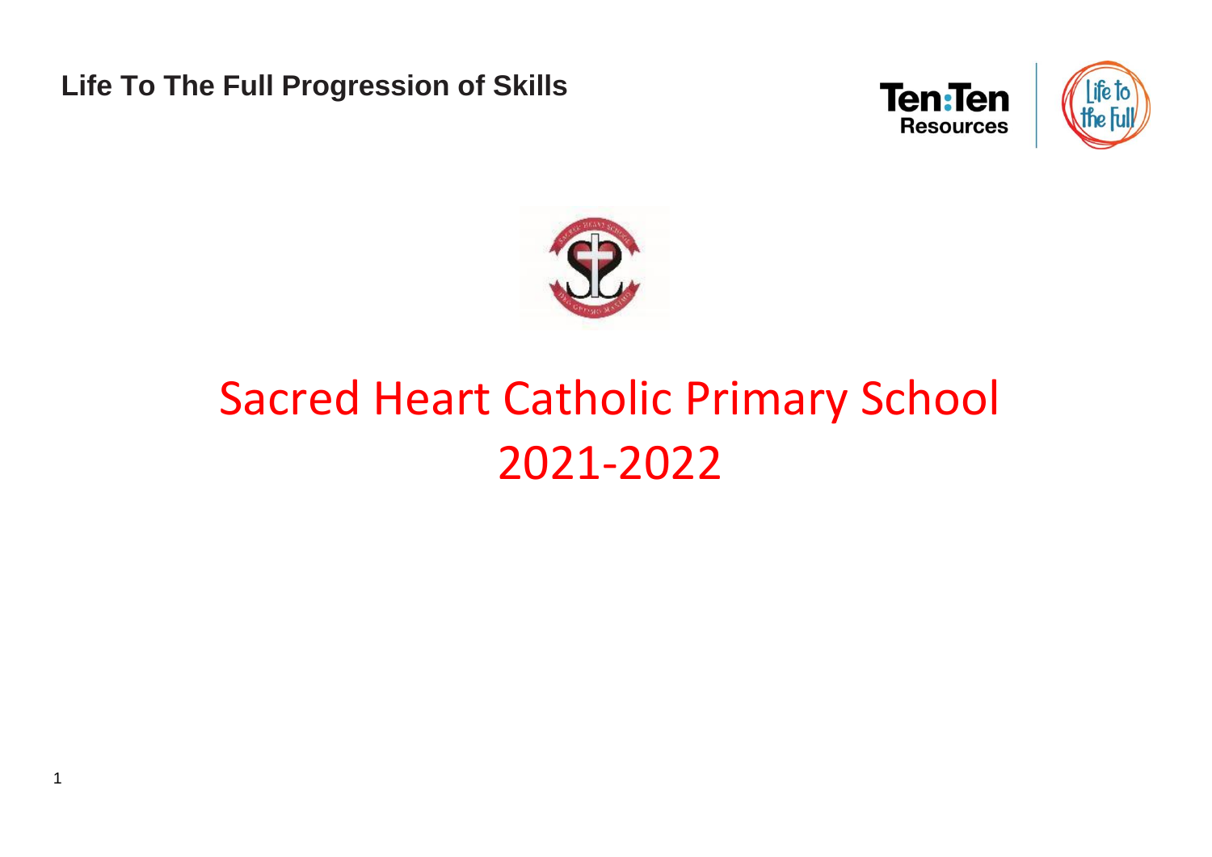**Life To The Full Progression of Skills**

# Sacred Heart Catholic Primary School

# 2021-2022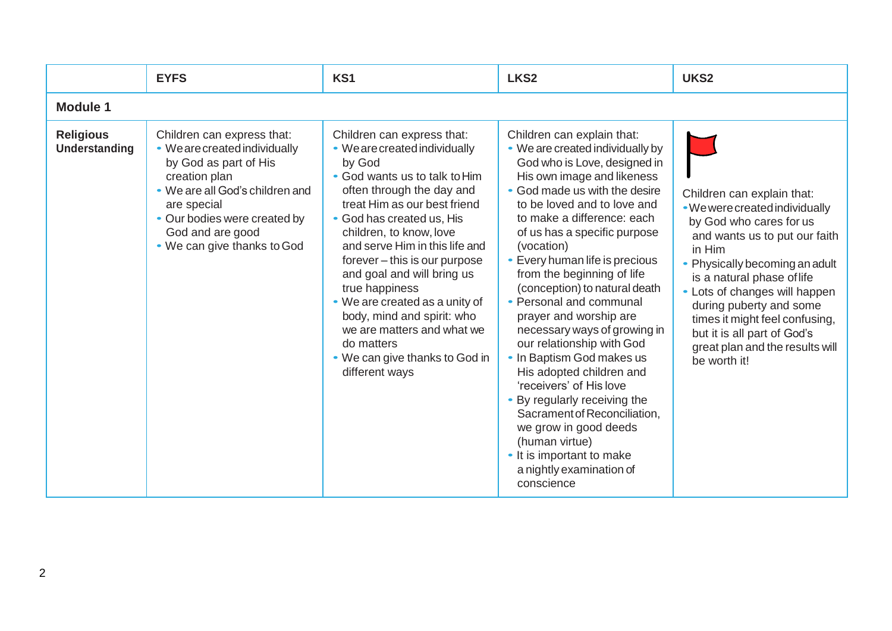| | EYFS | KS1 | LKS2 | UKS2 |
|---|---|---|---|---|
| **Module 1** | | | | |
| **Religious Understanding** | Children can express that:<br>• We are created individually by God as part of His creation plan<br>• We are all God's children and are special<br>• Our bodies were created by God and are good<br>• We can give thanks to God | Children can express that:<br>• We are created individually by God<br>• God wants us to talk to Him often through the day and treat Him as our best friend<br>• God has created us, His children, to know, love and serve Him in this life and forever – this is our purpose and goal and will bring us true happiness<br>• We are created as a unity of body, mind and spirit: who we are matters and what we do matters<br>• We can give thanks to God in different ways | Children can explain that:<br>• We are created individually by God who is Love, designed in His own image and likeness<br>• God made us with the desire to be loved and to love and to make a difference: each of us has a specific purpose (vocation)<br>• Every human life is precious from the beginning of life (conception) to natural death<br>• Personal and communal prayer and worship are necessary ways of growing in our relationship with God<br>• In Baptism God makes us His adopted children and 'receivers' of His love<br>• By regularly receiving the Sacrament of Reconciliation, we grow in good deeds (human virtue)<br>• It is important to make a nightly examination of conscience | Children can explain that:<br>• We were created individually by God who cares for us and wants us to put our faith in Him<br>• Physically becoming an adult is a natural phase of life<br>• Lots of changes will happen during puberty and some times it might feel confusing, but it is all part of God's great plan and the results will be worth it! |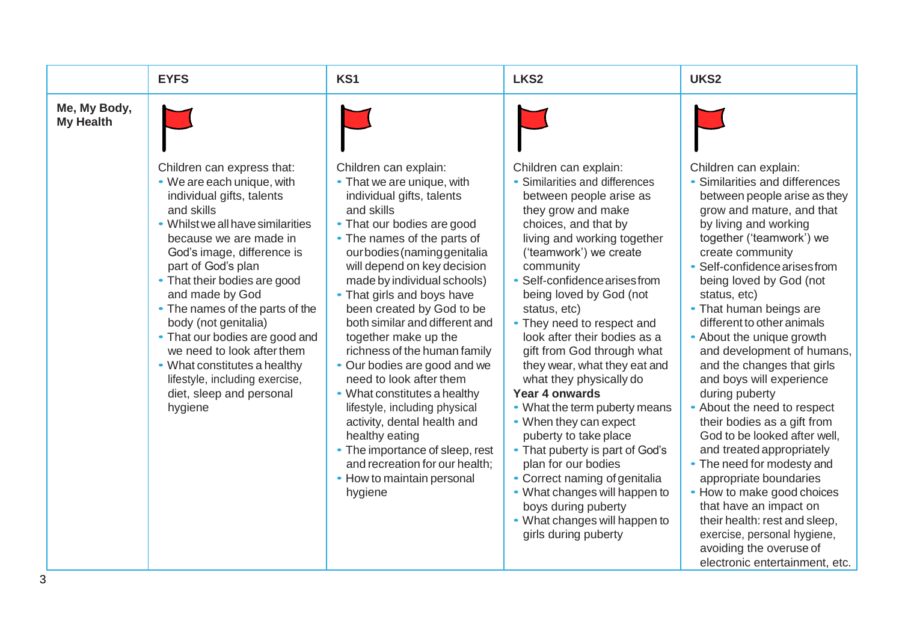| | EYFS | KS1 | LKS2 | UKS2 |
|---|---|---|---|---|
| **Me, My Body, My Health** | Children can express that:<br>• We are each unique, with individual gifts, talents and skills<br>• Whilst we all have similarities because we are made in God's image, difference is part of God's plan<br>• That their bodies are good and made by God<br>• The names of the parts of the body (not genitalia)<br>• That our bodies are good and we need to look after them<br>• What constitutes a healthy lifestyle, including exercise, diet, sleep and personal hygiene | Children can explain:<br>• That we are unique, with individual gifts, talents and skills<br>• That our bodies are good<br>• The names of the parts of our bodies (naming genitalia will depend on key decision made by individual schools)<br>• That girls and boys have been created by God to be both similar and different and together make up the richness of the human family<br>• Our bodies are good and we need to look after them<br>• What constitutes a healthy lifestyle, including physical activity, dental health and healthy eating<br>• The importance of sleep, rest and recreation for our health;<br>• How to maintain personal hygiene | Children can explain:<br>• Similarities and differences between people arise as they grow and make choices, and that by living and working together ('teamwork') we create community<br>• Self-confidence arises from being loved by God (not status, etc)<br>• They need to respect and look after their bodies as a gift from God through what they wear, what they eat and what they physically do<br>**Year 4 onwards**<br>• What the term puberty means<br>• When they can expect puberty to take place<br>• That puberty is part of God's plan for our bodies<br>• Correct naming of genitalia<br>• What changes will happen to boys during puberty<br>• What changes will happen to girls during puberty | Children can explain:<br>• Similarities and differences between people arise as they grow and mature, and that by living and working together ('teamwork') we create community<br>• Self-confidence arises from being loved by God (not status, etc)<br>• That human beings are different to other animals<br>• About the unique growth and development of humans, and the changes that girls and boys will experience during puberty<br>• About the need to respect their bodies as a gift from God to be looked after well, and treated appropriately<br>• The need for modesty and appropriate boundaries<br>• How to make good choices that have an impact on their health: rest and sleep, exercise, personal hygiene, avoiding the overuse of electronic entertainment, etc. |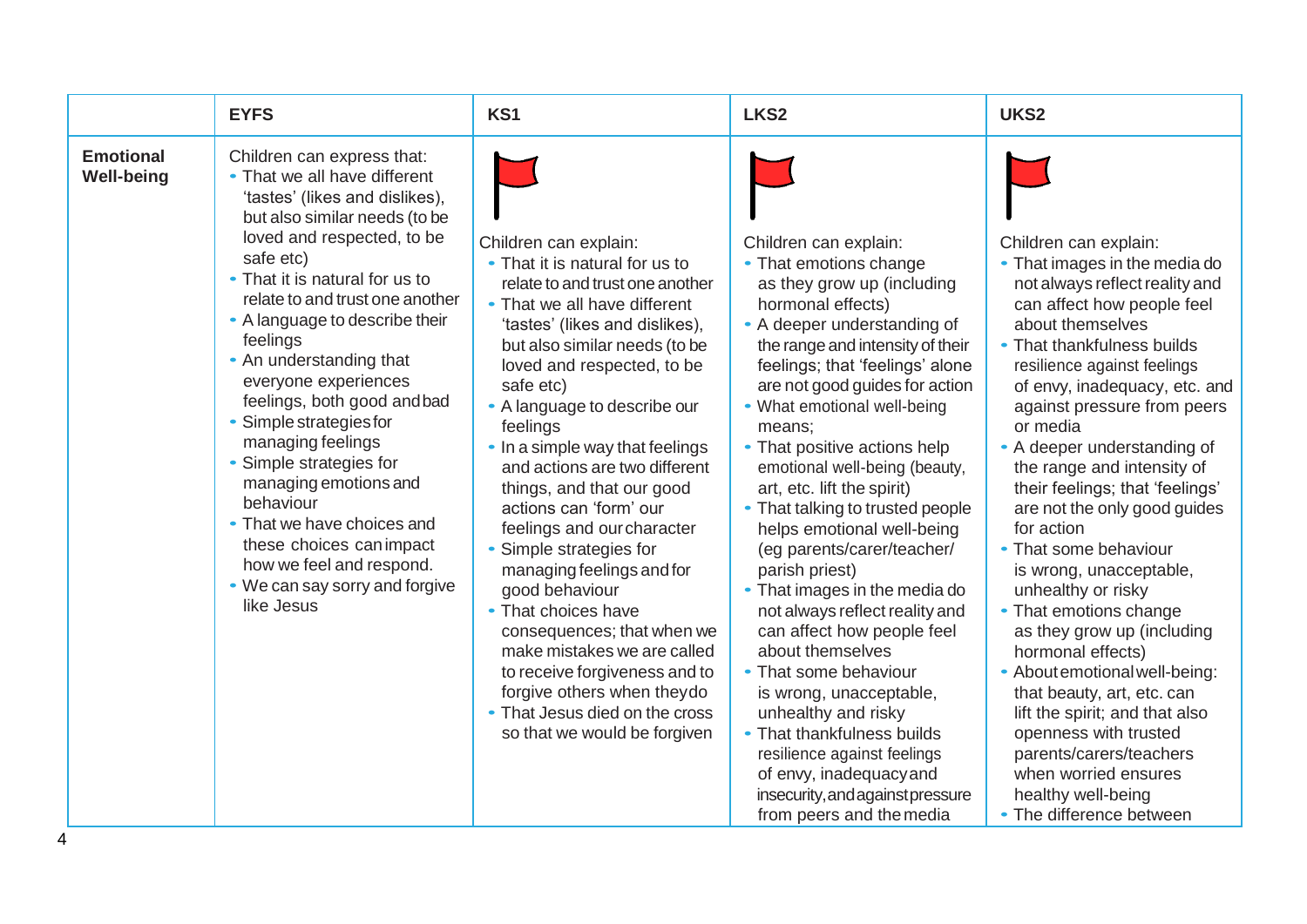| | EYFS | KS1 | LKS2 | UKS2 |
|---|---|---|---|---|
| **Emotional Well-being** | Children can express that:<br>• That we all have different 'tastes' (likes and dislikes), but also similar needs (to be loved and respected, to be safe etc)<br>• That it is natural for us to relate to and trust one another<br>• A language to describe their feelings<br>• An understanding that everyone experiences feelings, both good and bad<br>• Simple strategies for managing feelings<br>• Simple strategies for managing emotions and behaviour<br>• That we have choices and these choices can impact how we feel and respond.<br>• We can say sorry and forgive like Jesus | Children can explain:<br>• That it is natural for us to relate to and trust one another<br>• That we all have different 'tastes' (likes and dislikes), but also similar needs (to be loved and respected, to be safe etc)<br>• A language to describe our feelings<br>• In a simple way that feelings and actions are two different things, and that our good actions can 'form' our feelings and our character<br>• Simple strategies for managing feelings and for good behaviour<br>• That choices have consequences; that when we make mistakes we are called to receive forgiveness and to forgive others when they do<br>• That Jesus died on the cross so that we would be forgiven | Children can explain:<br>• That emotions change as they grow up (including hormonal effects)<br>• A deeper understanding of the range and intensity of their feelings; that 'feelings' alone are not good guides for action<br>• What emotional well-being means;<br>• That positive actions help emotional well-being (beauty, art, etc. lift the spirit)<br>• That talking to trusted people helps emotional well-being (eg parents/carer/teacher/ parish priest)<br>• That images in the media do not always reflect reality and can affect how people feel about themselves<br>• That some behaviour is wrong, unacceptable, unhealthy and risky<br>• That thankfulness builds resilience against feelings of envy, inadequacy and insecurity, and against pressure from peers and the media | Children can explain:<br>• That images in the media do not always reflect reality and can affect how people feel about themselves<br>• That thankfulness builds resilience against feelings of envy, inadequacy, etc. and against pressure from peers or media<br>• A deeper understanding of the range and intensity of their feelings; that 'feelings' are not the only good guides for action<br>• That some behaviour is wrong, unacceptable, unhealthy or risky<br>• That emotions change as they grow up (including hormonal effects)<br>• About emotional well-being: that beauty, art, etc. can lift the spirit; and that also openness with trusted parents/carers/teachers when worried ensures healthy well-being<br>• The difference between |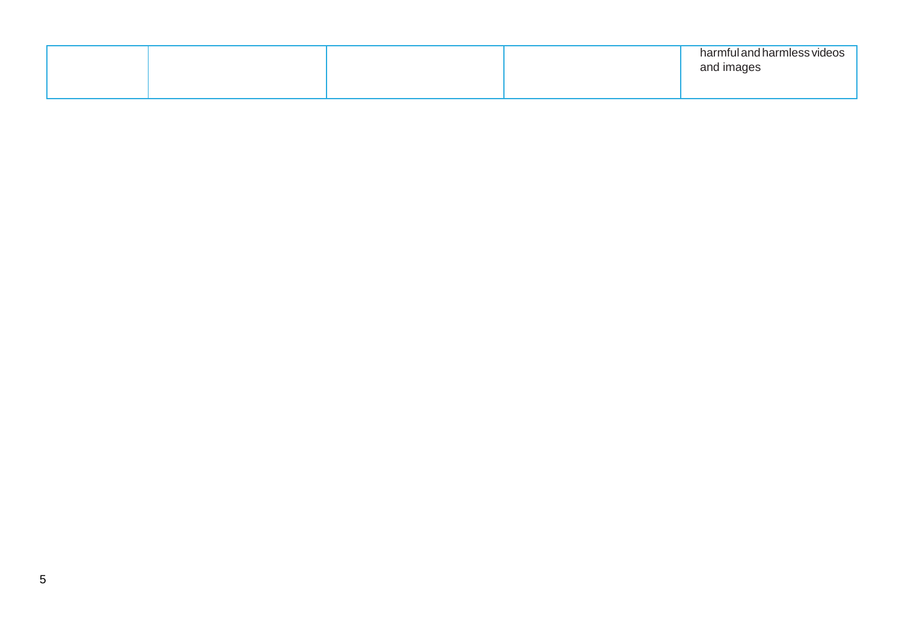| | | | | |
|---|---|---|---|---|
| | | | | harmful and harmless videos and images |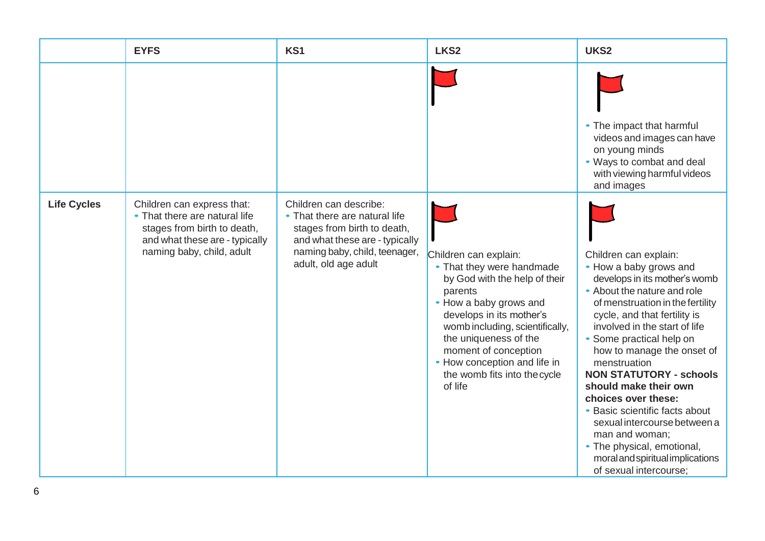| | EYFS | KS1 | LKS2 | UKS2 |
|---|---|---|---|---|
| | | | | • The impact that harmful videos and images can have on young minds<br>• Ways to combat and deal with viewing harmful videos and images |
| **Life Cycles** | Children can express that:<br>• That there are natural life stages from birth to death, and what these are - typically naming baby, child, adult | Children can describe:<br>• That there are natural life stages from birth to death, and what these are - typically naming baby, child, teenager, adult, old age adult | Children can explain:<br>• That they were handmade by God with the help of their parents<br>• How a baby grows and develops in its mother's womb including, scientifically, the uniqueness of the moment of conception<br>• How conception and life in the womb fits into the cycle of life | Children can explain:<br>• How a baby grows and develops in its mother's womb<br>• About the nature and role of menstruation in the fertility cycle, and that fertility is involved in the start of life<br>• Some practical help on how to manage the onset of menstruation<br>**NON STATUTORY - schools should make their own choices over these:**<br>• Basic scientific facts about sexual intercourse between a man and woman;<br>• The physical, emotional, moral and spiritual implications of sexual intercourse; |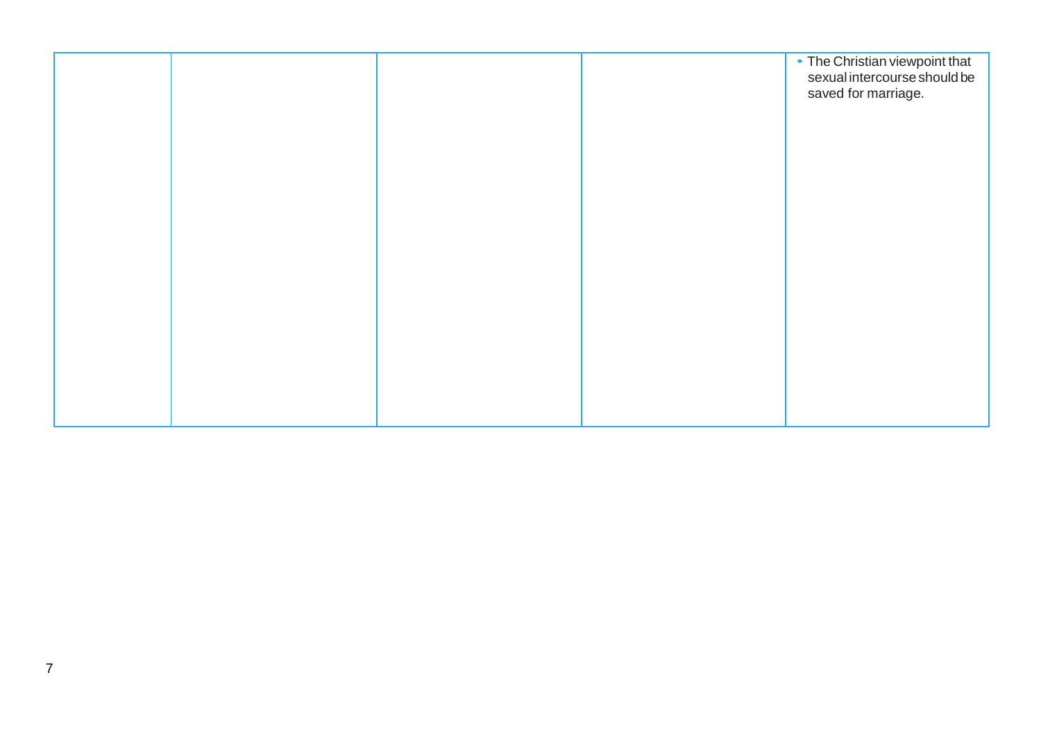| | | | | |
|---|---|---|---|---|
| | | | | • The Christian viewpoint that sexual intercourse should be saved for marriage. |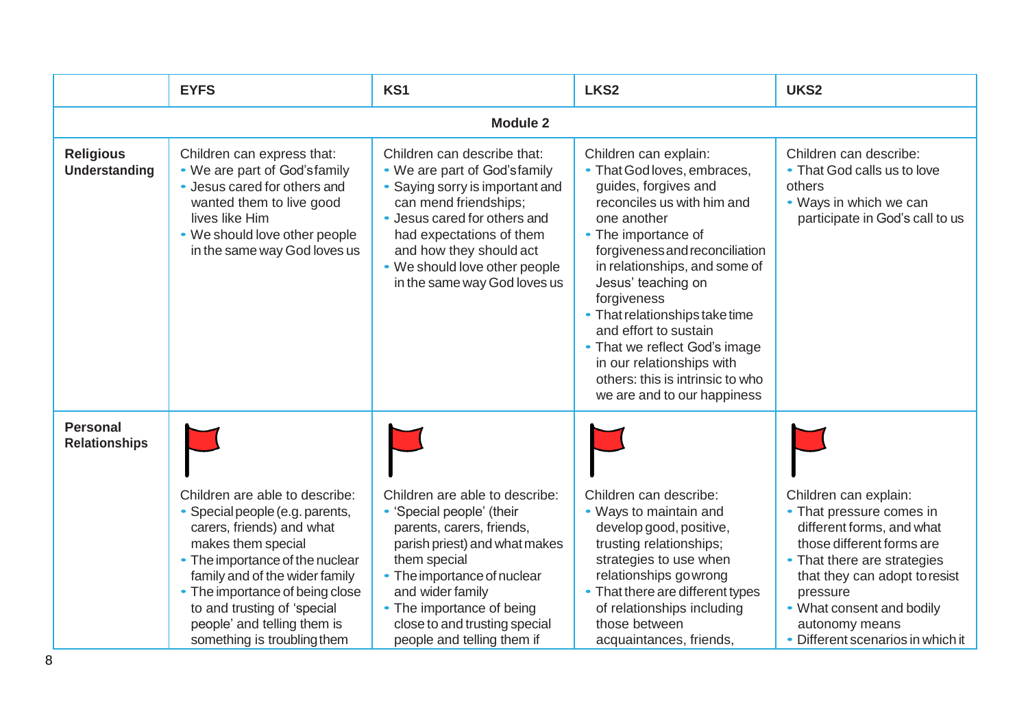| | EYFS | KS1 | LKS2 | UKS2 |
|---|---|---|---|---|
| | | Module 2 | | |
| **Religious Understanding** | Children can express that:<br>• We are part of God's family<br>• Jesus cared for others and wanted them to live good lives like Him<br>• We should love other people in the same way God loves us | Children can describe that:<br>• We are part of God's family<br>• Saying sorry is important and can mend friendships;<br>• Jesus cared for others and had expectations of them and how they should act<br>• We should love other people in the same way God loves us | Children can explain:<br>• That God loves, embraces, guides, forgives and reconciles us with him and one another<br>• The importance of forgiveness and reconciliation in relationships, and some of Jesus' teaching on forgiveness<br>• That relationships take time and effort to sustain<br>• That we reflect God's image in our relationships with others: this is intrinsic to who we are and to our happiness | Children can describe:<br>• That God calls us to love others<br>• Ways in which we can participate in God's call to us |
| **Personal Relationships** | Children are able to describe:<br>• Special people (e.g. parents, carers, friends) and what makes them special<br>• The importance of the nuclear family and of the wider family<br>• The importance of being close to and trusting of 'special people' and telling them is something is troubling them | Children are able to describe:<br>• 'Special people' (their parents, carers, friends, parish priest) and what makes them special<br>• The importance of nuclear and wider family<br>• The importance of being close to and trusting special people and telling them if | Children can describe:<br>• Ways to maintain and develop good, positive, trusting relationships; strategies to use when relationships go wrong<br>• That there are different types of relationships including those between acquaintances, friends, | Children can explain:<br>• That pressure comes in different forms, and what those different forms are<br>• That there are strategies that they can adopt to resist pressure<br>• What consent and bodily autonomy means<br>• Different scenarios in which it |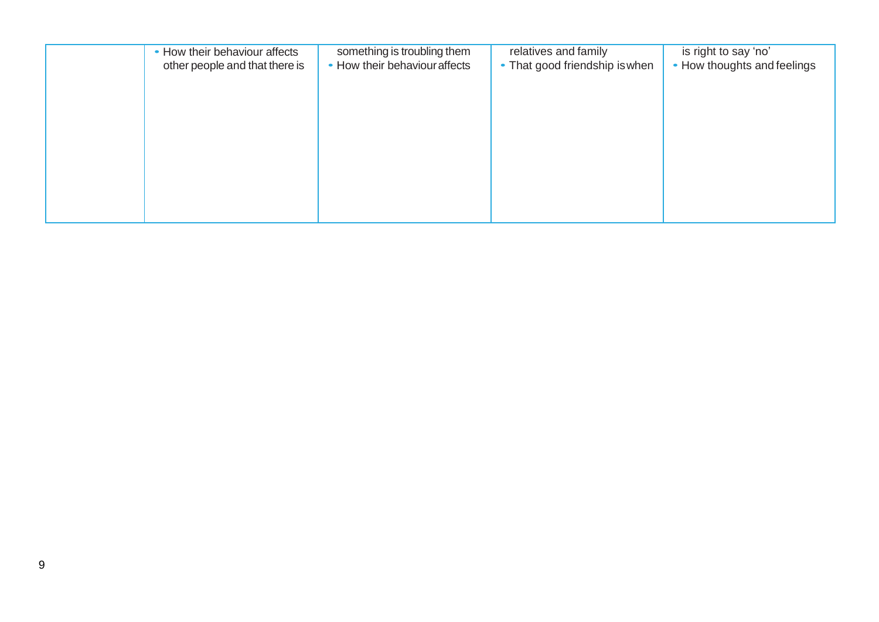| | | | | |
|---|---|---|---|---|
| | • How their behaviour affects other people and that there is | something is troubling them • How their behaviour affects | relatives and family • That good friendship is when | is right to say 'no' • How thoughts and feelings |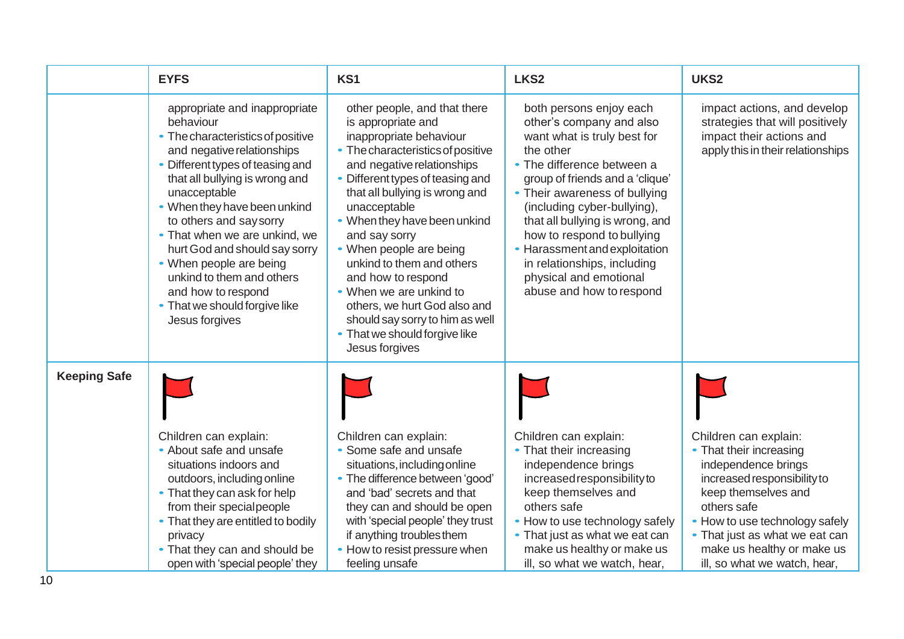| | EYFS | KS1 | LKS2 | UKS2 |
|---|---|---|---|---|
| | appropriate and inappropriate behaviour<br>• The characteristics of positive and negative relationships<br>• Different types of teasing and that all bullying is wrong and unacceptable<br>• When they have been unkind to others and say sorry<br>• That when we are unkind, we hurt God and should say sorry<br>• When people are being unkind to them and others and how to respond<br>• That we should forgive like Jesus forgives | other people, and that there is appropriate and inappropriate behaviour<br>• The characteristics of positive and negative relationships<br>• Different types of teasing and that all bullying is wrong and unacceptable<br>• When they have been unkind and say sorry<br>• When people are being unkind to them and others and how to respond<br>• When we are unkind to others, we hurt God also and should say sorry to him as well<br>• That we should forgive like Jesus forgives | both persons enjoy each other's company and also want what is truly best for the other<br>• The difference between a group of friends and a 'clique'<br>• Their awareness of bullying (including cyber-bullying), that all bullying is wrong, and how to respond to bullying<br>• Harassment and exploitation in relationships, including physical and emotional abuse and how to respond | impact actions, and develop strategies that will positively impact their actions and apply this in their relationships |
| **Keeping Safe** | Children can explain:<br>• About safe and unsafe situations indoors and outdoors, including online<br>• That they can ask for help from their special people<br>• That they are entitled to bodily privacy<br>• That they can and should be open with 'special people' they | Children can explain:<br>• Some safe and unsafe situations, including online<br>• The difference between 'good' and 'bad' secrets and that they can and should be open with 'special people' they trust if anything troubles them<br>• How to resist pressure when feeling unsafe | Children can explain:<br>• That their increasing independence brings increased responsibility to keep themselves and others safe<br>• How to use technology safely<br>• That just as what we eat can make us healthy or make us ill, so what we watch, hear, | Children can explain:<br>• That their increasing independence brings increased responsibility to keep themselves and others safe<br>• How to use technology safely<br>• That just as what we eat can make us healthy or make us ill, so what we watch, hear, |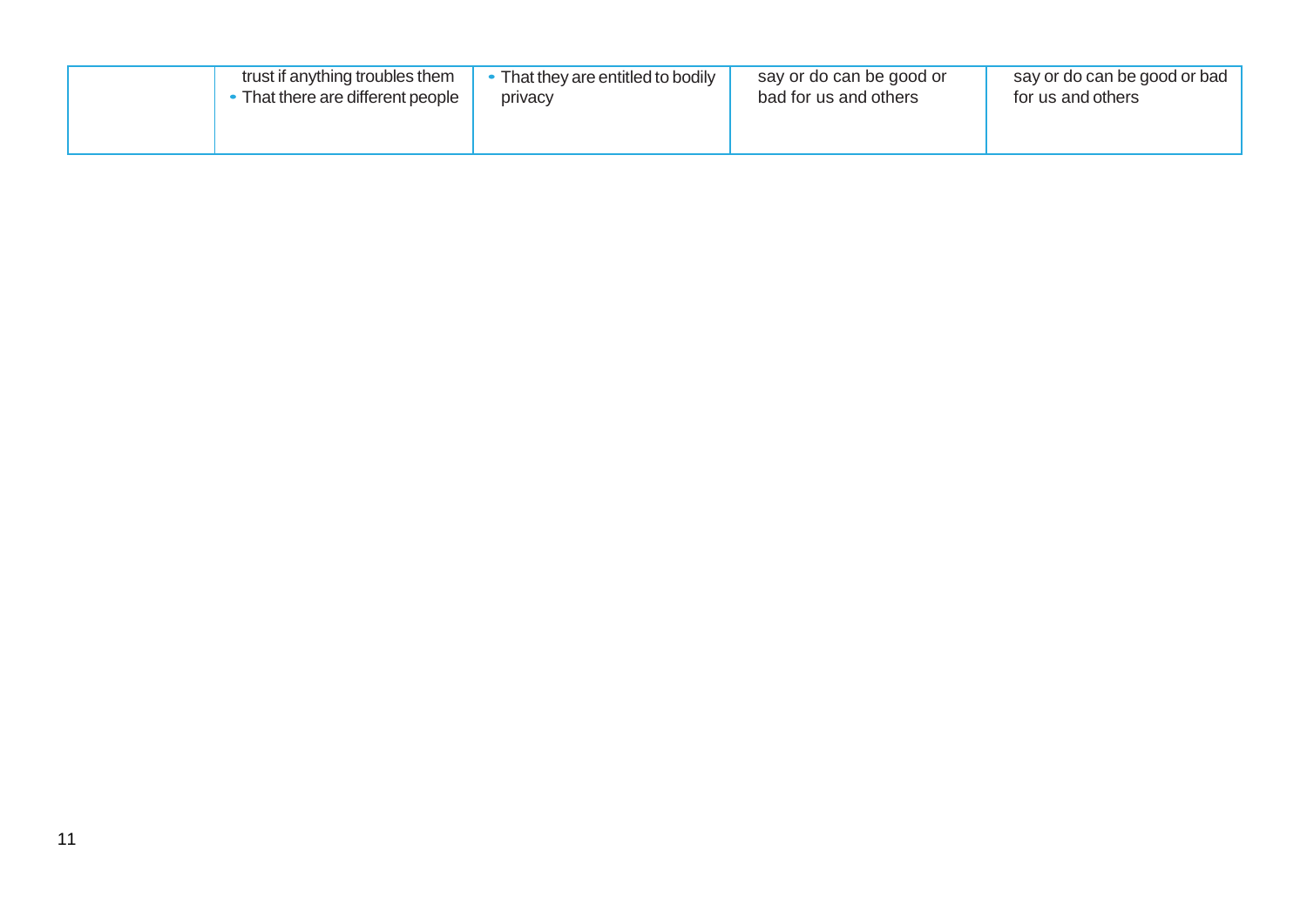| | | | | |
|---|---|---|---|---|
| | trust if anything troubles them<br>• That there are different people | • That they are entitled to bodily privacy | say or do can be good or bad for us and others | say or do can be good or bad for us and others |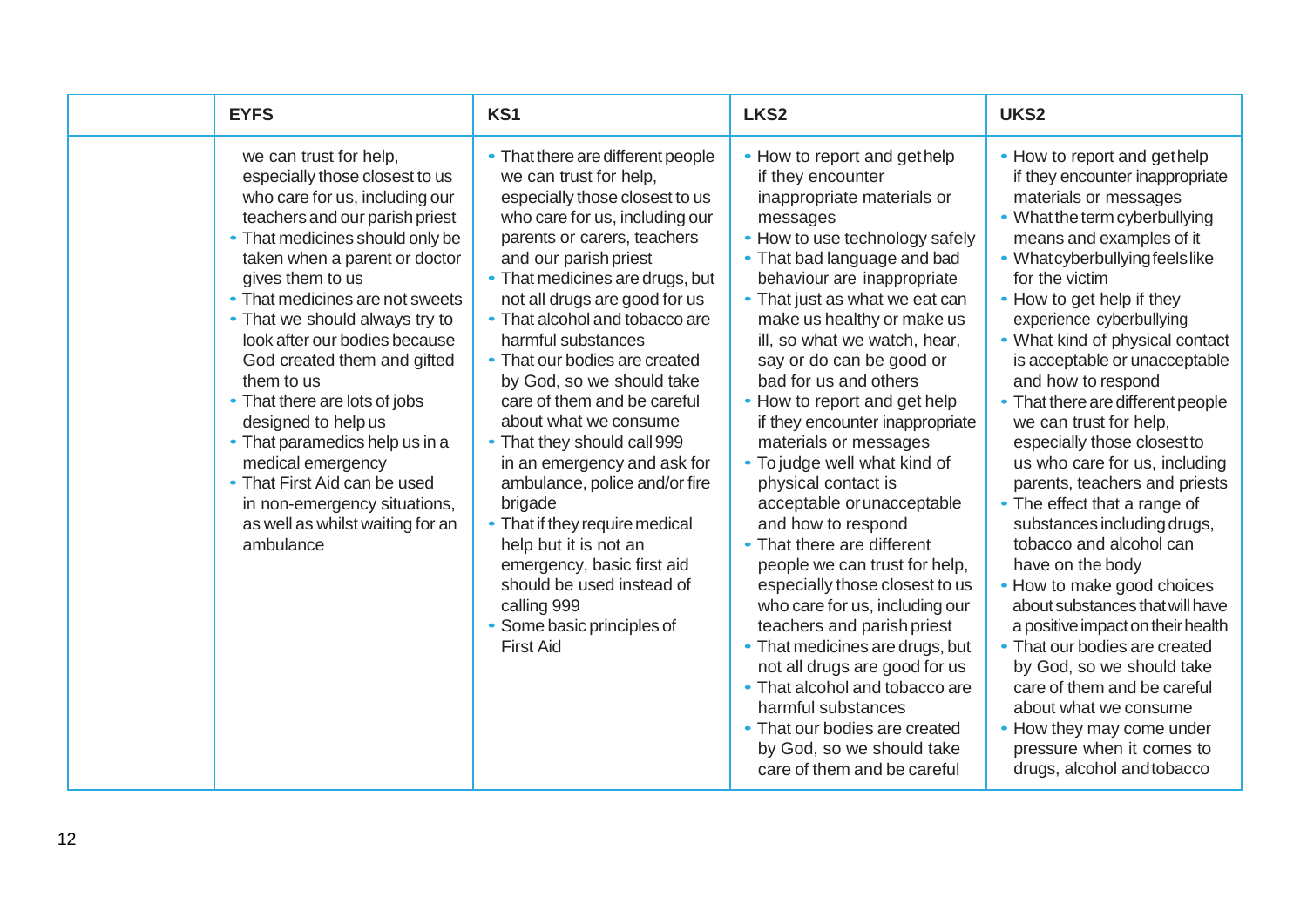| | EYFS | KS1 | LKS2 | UKS2 |
|---|---|---|---|---|
| | we can trust for help, especially those closest to us who care for us, including our teachers and our parish priest<br>• That medicines should only be taken when a parent or doctor gives them to us<br>• That medicines are not sweets<br>• That we should always try to look after our bodies because God created them and gifted them to us<br>• That there are lots of jobs designed to help us<br>• That paramedics help us in a medical emergency<br>• That First Aid can be used in non-emergency situations, as well as whilst waiting for an ambulance | • That there are different people we can trust for help, especially those closest to us who care for us, including our parents or carers, teachers and our parish priest<br>• That medicines are drugs, but not all drugs are good for us<br>• That alcohol and tobacco are harmful substances<br>• That our bodies are created by God, so we should take care of them and be careful about what we consume<br>• That they should call 999 in an emergency and ask for ambulance, police and/or fire brigade<br>• That if they require medical help but it is not an emergency, basic first aid should be used instead of calling 999<br>• Some basic principles of First Aid | • How to report and get help if they encounter inappropriate materials or messages<br>• How to use technology safely<br>• That bad language and bad behaviour are inappropriate<br>• That just as what we eat can make us healthy or make us ill, so what we watch, hear, say or do can be good or bad for us and others<br>• How to report and get help if they encounter inappropriate materials or messages<br>• To judge well what kind of physical contact is acceptable or unacceptable and how to respond<br>• That there are different people we can trust for help, especially those closest to us who care for us, including our teachers and parish priest<br>• That medicines are drugs, but not all drugs are good for us<br>• That alcohol and tobacco are harmful substances<br>• That our bodies are created by God, so we should take care of them and be careful | • How to report and get help if they encounter inappropriate materials or messages<br>• What the term cyberbullying means and examples of it<br>• What cyberbullying feels like for the victim<br>• How to get help if they experience cyberbullying<br>• What kind of physical contact is acceptable or unacceptable and how to respond<br>• That there are different people we can trust for help, especially those closest to us who care for us, including parents, teachers and priests<br>• The effect that a range of substances including drugs, tobacco and alcohol can have on the body<br>• How to make good choices about substances that will have a positive impact on their health<br>• That our bodies are created by God, so we should take care of them and be careful about what we consume<br>• How they may come under pressure when it comes to drugs, alcohol and tobacco |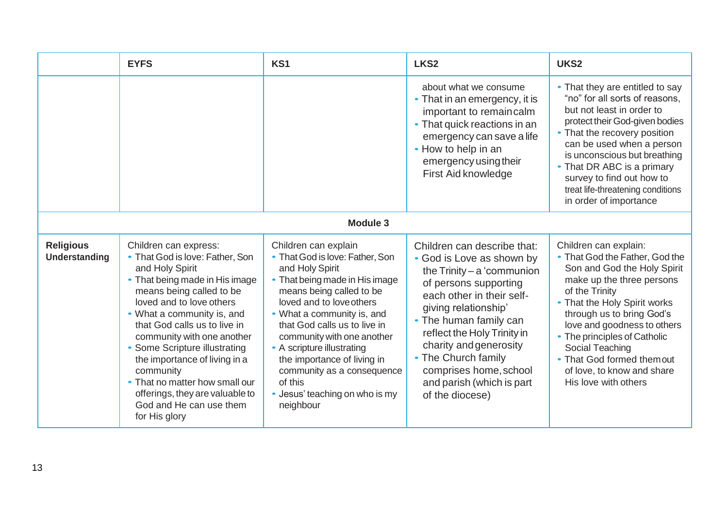| | EYFS | KS1 | LKS2 | UKS2 |
|---|---|---|---|---|
| | | | about what we consume<br>• That in an emergency, it is important to remain calm<br>• That quick reactions in an emergency can save a life<br>• How to help in an emergency using their First Aid knowledge | • That they are entitled to say "no" for all sorts of reasons, but not least in order to protect their God-given bodies<br>• That the recovery position can be used when a person is unconscious but breathing<br>• That DR ABC is a primary survey to find out how to treat life-threatening conditions in order of importance |
| | | **Module 3** | | |
| **Religious Understanding** | Children can express:<br>• That God is love: Father, Son and Holy Spirit<br>• That being made in His image means being called to be loved and to love others<br>• What a community is, and that God calls us to live in community with one another<br>• Some Scripture illustrating the importance of living in a community<br>• That no matter how small our offerings, they are valuable to God and He can use them for His glory | Children can explain<br>• That God is love: Father, Son and Holy Spirit<br>• That being made in His image means being called to be loved and to love others<br>• What a community is, and that God calls us to live in community with one another<br>• A scripture illustrating the importance of living in community as a consequence of this<br>• Jesus' teaching on who is my neighbour | Children can describe that:<br>• God is Love as shown by the Trinity – a 'communion of persons supporting each other in their self-giving relationship'<br>• The human family can reflect the Holy Trinity in charity and generosity<br>• The Church family comprises home, school and parish (which is part of the diocese) | Children can explain:<br>• That God the Father, God the Son and God the Holy Spirit make up the three persons of the Trinity<br>• That the Holy Spirit works through us to bring God's love and goodness to others<br>• The principles of Catholic Social Teaching<br>• That God formed them out of love, to know and share His love with others |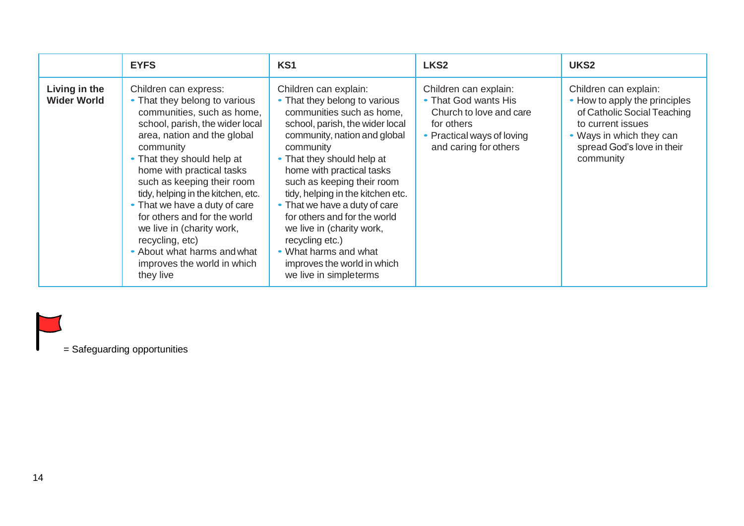| | EYFS | KS1 | LKS2 | UKS2 |
|---|---|---|---|---|
| **Living in the Wider World** | Children can express:<br>• That they belong to various communities, such as home, school, parish, the wider local area, nation and the global community<br>• That they should help at home with practical tasks such as keeping their room tidy, helping in the kitchen, etc.<br>• That we have a duty of care for others and for the world we live in (charity work, recycling, etc)<br>• About what harms and what improves the world in which they live | Children can explain:<br>• That they belong to various communities such as home, school, parish, the wider local community, nation and global community<br>• That they should help at home with practical tasks such as keeping their room tidy, helping in the kitchen etc.<br>• That we have a duty of care for others and for the world we live in (charity work, recycling etc.)<br>• What harms and what improves the world in which we live in simpleterms | Children can explain:<br>• That God wants His Church to love and care for others<br>• Practical ways of loving and caring for others | Children can explain:<br>• How to apply the principles of Catholic Social Teaching to current issues<br>• Ways in which they can spread God's love in their community |

= Safeguarding opportunities